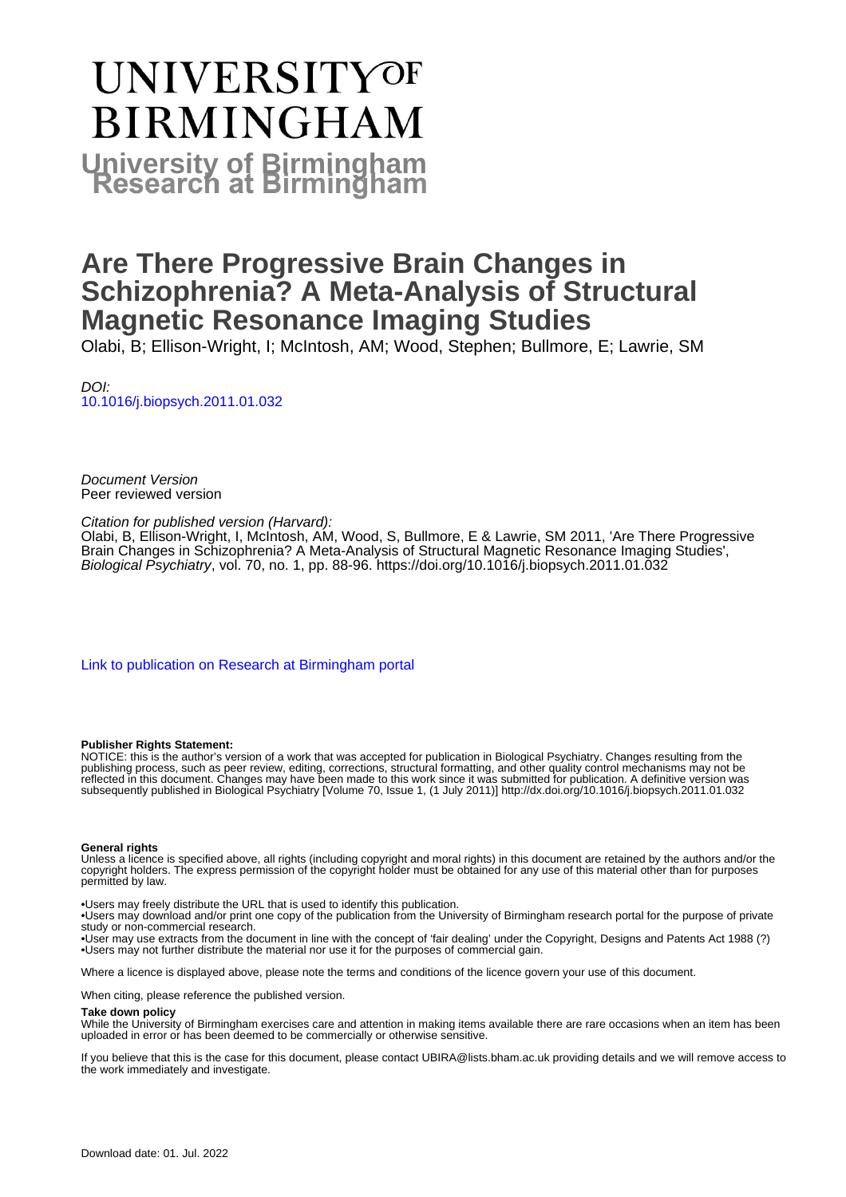# UNIVERSITY OF BIRMINGHAM

## University of Birmingham Research at Birmingham

# Are There Progressive Brain Changes in Schizophrenia? A Meta-Analysis of Structural Magnetic Resonance Imaging Studies

Olabi, B; Ellison-Wright, I; McIntosh, AM; Wood, Stephen; Bullmore, E; Lawrie, SM

*DOI:*
10.1016/j.biopsych.2011.01.032

*Document Version*
Peer reviewed version

*Citation for published version (Harvard):*
Olabi, B, Ellison-Wright, I, McIntosh, AM, Wood, S, Bullmore, E & Lawrie, SM 2011, 'Are There Progressive Brain Changes in Schizophrenia? A Meta-Analysis of Structural Magnetic Resonance Imaging Studies', *Biological Psychiatry*, vol. 70, no. 1, pp. 88-96. https://doi.org/10.1016/j.biopsych.2011.01.032

Link to publication on Research at Birmingham portal

**Publisher Rights Statement:**
NOTICE: this is the author's version of a work that was accepted for publication in Biological Psychiatry. Changes resulting from the publishing process, such as peer review, editing, corrections, structural formatting, and other quality control mechanisms may not be reflected in this document. Changes may have been made to this work since it was submitted for publication. A definitive version was subsequently published in Biological Psychiatry [Volume 70, Issue 1, (1 July 2011)] http://dx.doi.org/10.1016/j.biopsych.2011.01.032

**General rights**
Unless a licence is specified above, all rights (including copyright and moral rights) in this document are retained by the authors and/or the copyright holders. The express permission of the copyright holder must be obtained for any use of this material other than for purposes permitted by law.

•Users may freely distribute the URL that is used to identify this publication.
•Users may download and/or print one copy of the publication from the University of Birmingham research portal for the purpose of private study or non-commercial research.
•User may use extracts from the document in line with the concept of 'fair dealing' under the Copyright, Designs and Patents Act 1988 (?)
•Users may not further distribute the material nor use it for the purposes of commercial gain.

Where a licence is displayed above, please note the terms and conditions of the licence govern your use of this document.

When citing, please reference the published version.

**Take down policy**
While the University of Birmingham exercises care and attention in making items available there are rare occasions when an item has been uploaded in error or has been deemed to be commercially or otherwise sensitive.

If you believe that this is the case for this document, please contact UBIRA@lists.bham.ac.uk providing details and we will remove access to the work immediately and investigate.

Download date: 01. Jul. 2022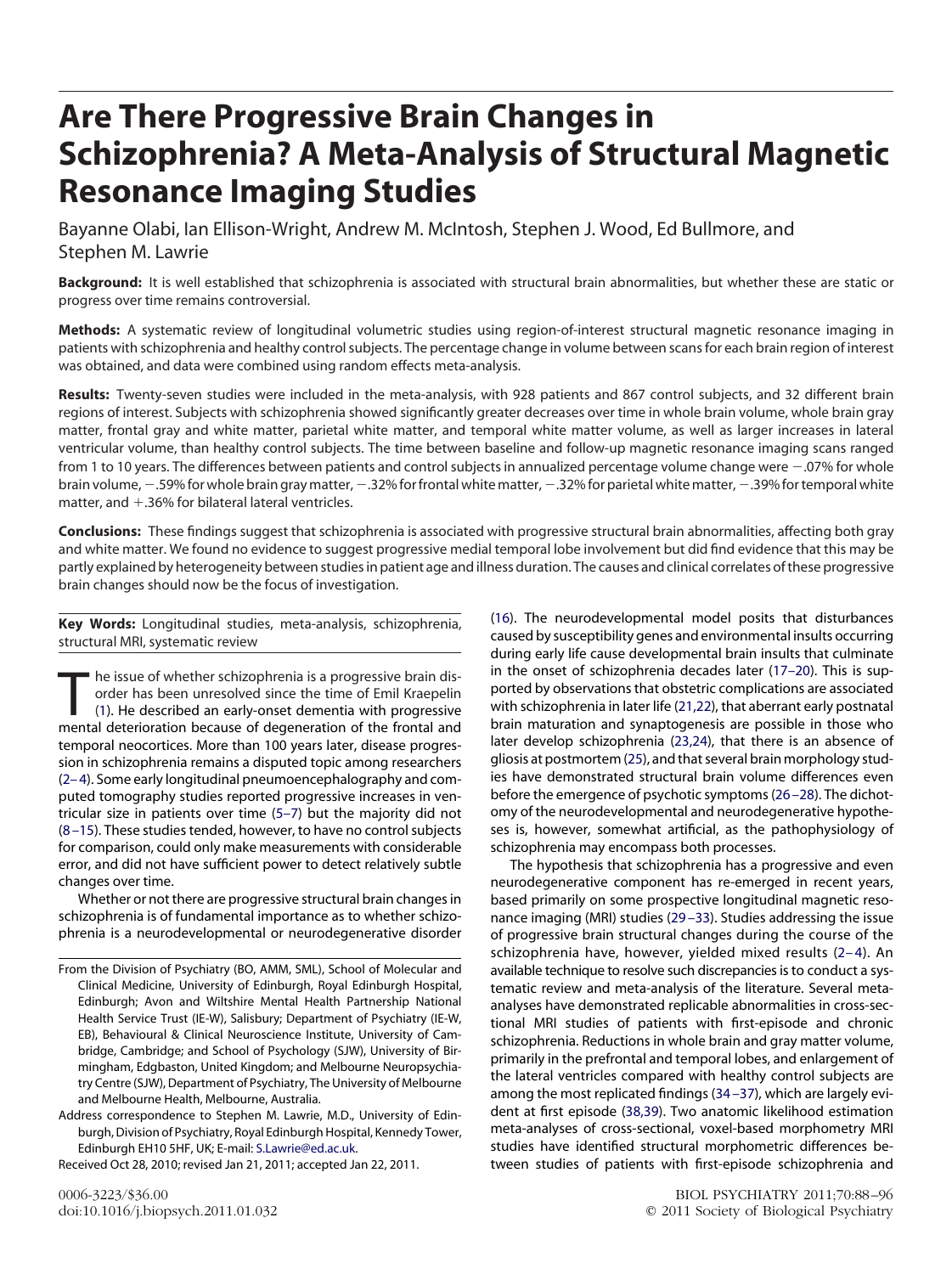# Are There Progressive Brain Changes in Schizophrenia? A Meta-Analysis of Structural Magnetic Resonance Imaging Studies

Bayanne Olabi, Ian Ellison-Wright, Andrew M. McIntosh, Stephen J. Wood, Ed Bullmore, and Stephen M. Lawrie

**Background:** It is well established that schizophrenia is associated with structural brain abnormalities, but whether these are static or progress over time remains controversial.

**Methods:** A systematic review of longitudinal volumetric studies using region-of-interest structural magnetic resonance imaging in patients with schizophrenia and healthy control subjects. The percentage change in volume between scans for each brain region of interest was obtained, and data were combined using random effects meta-analysis.

**Results:** Twenty-seven studies were included in the meta-analysis, with 928 patients and 867 control subjects, and 32 different brain regions of interest. Subjects with schizophrenia showed significantly greater decreases over time in whole brain volume, whole brain gray matter, frontal gray and white matter, parietal white matter, and temporal white matter volume, as well as larger increases in lateral ventricular volume, than healthy control subjects. The time between baseline and follow-up magnetic resonance imaging scans ranged from 1 to 10 years. The differences between patients and control subjects in annualized percentage volume change were −.07% for whole brain volume, −.59% for whole brain gray matter, −.32% for frontal white matter, −.32% for parietal white matter, −.39% for temporal white matter, and +.36% for bilateral lateral ventricles.

**Conclusions:** These findings suggest that schizophrenia is associated with progressive structural brain abnormalities, affecting both gray and white matter. We found no evidence to suggest progressive medial temporal lobe involvement but did find evidence that this may be partly explained by heterogeneity between studies in patient age and illness duration. The causes and clinical correlates of these progressive brain changes should now be the focus of investigation.

**Key Words:** Longitudinal studies, meta-analysis, schizophrenia, structural MRI, systematic review

The issue of whether schizophrenia is a progressive brain disorder has been unresolved since the time of Emil Kraepelin (1). He described an early-onset dementia with progressive mental deterioration because of degeneration of the frontal and temporal neocortices. More than 100 years later, disease progression in schizophrenia remains a disputed topic among researchers (2–4). Some early longitudinal pneumoencephalography and computed tomography studies reported progressive increases in ventricular size in patients over time (5–7) but the majority did not (8–15). These studies tended, however, to have no control subjects for comparison, could only make measurements with considerable error, and did not have sufficient power to detect relatively subtle changes over time.

Whether or not there are progressive structural brain changes in schizophrenia is of fundamental importance as to whether schizophrenia is a neurodevelopmental or neurodegenerative disorder (16). The neurodevelopmental model posits that disturbances caused by susceptibility genes and environmental insults occurring during early life cause developmental brain insults that culminate in the onset of schizophrenia decades later (17–20). This is supported by observations that obstetric complications are associated with schizophrenia in later life (21,22), that aberrant early postnatal brain maturation and synaptogenesis are possible in those who later develop schizophrenia (23,24), that there is an absence of gliosis at postmortem (25), and that several brain morphology studies have demonstrated structural brain volume differences even before the emergence of psychotic symptoms (26–28). The dichotomy of the neurodevelopmental and neurodegenerative hypotheses is, however, somewhat artificial, as the pathophysiology of schizophrenia may encompass both processes.

The hypothesis that schizophrenia has a progressive and even neurodegenerative component has re-emerged in recent years, based primarily on some prospective longitudinal magnetic resonance imaging (MRI) studies (29–33). Studies addressing the issue of progressive brain structural changes during the course of the schizophrenia have, however, yielded mixed results (2–4). An available technique to resolve such discrepancies is to conduct a systematic review and meta-analysis of the literature. Several meta-analyses have demonstrated replicable abnormalities in cross-sectional MRI studies of patients with first-episode and chronic schizophrenia. Reductions in whole brain and gray matter volume, primarily in the prefrontal and temporal lobes, and enlargement of the lateral ventricles compared with healthy control subjects are among the most replicated findings (34–37), which are largely evident at first episode (38,39). Two anatomic likelihood estimation meta-analyses of cross-sectional, voxel-based morphometry MRI studies have identified structural morphometric differences between studies of patients with first-episode schizophrenia and

From the Division of Psychiatry (BO, AMM, SML), School of Molecular and Clinical Medicine, University of Edinburgh, Royal Edinburgh Hospital, Edinburgh; Avon and Wiltshire Mental Health Partnership National Health Service Trust (IE-W), Salisbury; Department of Psychiatry (IE-W, EB), Behavioural & Clinical Neuroscience Institute, University of Cambridge, Cambridge; and School of Psychology (SJW), University of Birmingham, Edgbaston, United Kingdom; and Melbourne Neuropsychiatry Centre (SJW), Department of Psychiatry, The University of Melbourne and Melbourne Health, Melbourne, Australia.

Address correspondence to Stephen M. Lawrie, M.D., University of Edinburgh, Division of Psychiatry, Royal Edinburgh Hospital, Kennedy Tower, Edinburgh EH10 5HF, UK; E-mail: S.Lawrie@ed.ac.uk.

Received Oct 28, 2010; revised Jan 21, 2011; accepted Jan 22, 2011.

0006-3223/$36.00
doi:10.1016/j.biopsych.2011.01.032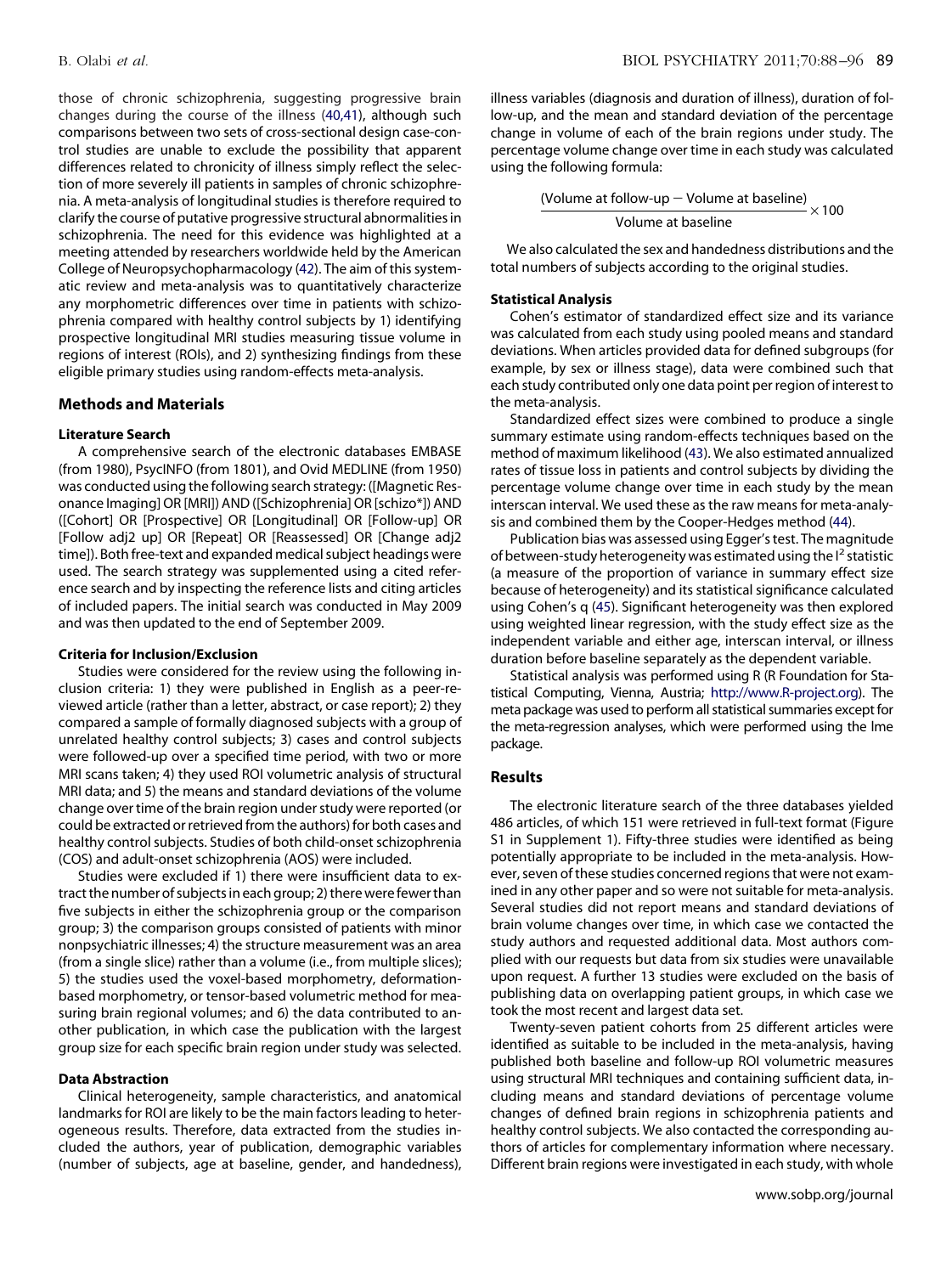those of chronic schizophrenia, suggesting progressive brain changes during the course of the illness (40,41), although such comparisons between two sets of cross-sectional design case-control studies are unable to exclude the possibility that apparent differences related to chronicity of illness simply reflect the selection of more severely ill patients in samples of chronic schizophrenia. A meta-analysis of longitudinal studies is therefore required to clarify the course of putative progressive structural abnormalities in schizophrenia. The need for this evidence was highlighted at a meeting attended by researchers worldwide held by the American College of Neuropsychopharmacology (42). The aim of this systematic review and meta-analysis was to quantitatively characterize any morphometric differences over time in patients with schizophrenia compared with healthy control subjects by 1) identifying prospective longitudinal MRI studies measuring tissue volume in regions of interest (ROIs), and 2) synthesizing findings from these eligible primary studies using random-effects meta-analysis.

## Methods and Materials

### Literature Search

A comprehensive search of the electronic databases EMBASE (from 1980), PsycINFO (from 1801), and Ovid MEDLINE (from 1950) was conducted using the following search strategy: ([Magnetic Resonance Imaging] OR [MRI]) AND ([Schizophrenia] OR [schizo*]) AND ([Cohort] OR [Prospective] OR [Longitudinal] OR [Follow-up] OR [Follow adj2 up] OR [Repeat] OR [Reassessed] OR [Change adj2 time]). Both free-text and expanded medical subject headings were used. The search strategy was supplemented using a cited reference search and by inspecting the reference lists and citing articles of included papers. The initial search was conducted in May 2009 and was then updated to the end of September 2009.

### Criteria for Inclusion/Exclusion

Studies were considered for the review using the following inclusion criteria: 1) they were published in English as a peer-reviewed article (rather than a letter, abstract, or case report); 2) they compared a sample of formally diagnosed subjects with a group of unrelated healthy control subjects; 3) cases and control subjects were followed-up over a specified time period, with two or more MRI scans taken; 4) they used ROI volumetric analysis of structural MRI data; and 5) the means and standard deviations of the volume change over time of the brain region under study were reported (or could be extracted or retrieved from the authors) for both cases and healthy control subjects. Studies of both child-onset schizophrenia (COS) and adult-onset schizophrenia (AOS) were included.

Studies were excluded if 1) there were insufficient data to extract the number of subjects in each group; 2) there were fewer than five subjects in either the schizophrenia group or the comparison group; 3) the comparison groups consisted of patients with minor nonpsychiatric illnesses; 4) the structure measurement was an area (from a single slice) rather than a volume (i.e., from multiple slices); 5) the studies used the voxel-based morphometry, deformation-based morphometry, or tensor-based volumetric method for measuring brain regional volumes; and 6) the data contributed to another publication, in which case the publication with the largest group size for each specific brain region under study was selected.

### Data Abstraction

Clinical heterogeneity, sample characteristics, and anatomical landmarks for ROI are likely to be the main factors leading to heterogeneous results. Therefore, data extracted from the studies included the authors, year of publication, demographic variables (number of subjects, age at baseline, gender, and handedness), illness variables (diagnosis and duration of illness), duration of follow-up, and the mean and standard deviation of the percentage change in volume of each of the brain regions under study. The percentage volume change over time in each study was calculated using the following formula:

$$\frac{(\text{Volume at follow-up} - \text{Volume at baseline})}{\text{Volume at baseline}} \times 100$$

We also calculated the sex and handedness distributions and the total numbers of subjects according to the original studies.

### Statistical Analysis

Cohen's estimator of standardized effect size and its variance was calculated from each study using pooled means and standard deviations. When articles provided data for defined subgroups (for example, by sex or illness stage), data were combined such that each study contributed only one data point per region of interest to the meta-analysis.

Standardized effect sizes were combined to produce a single summary estimate using random-effects techniques based on the method of maximum likelihood (43). We also estimated annualized rates of tissue loss in patients and control subjects by dividing the percentage volume change over time in each study by the mean interscan interval. We used these as the raw means for meta-analysis and combined them by the Cooper-Hedges method (44).

Publication bias was assessed using Egger's test. The magnitude of between-study heterogeneity was estimated using the $I^2$ statistic (a measure of the proportion of variance in summary effect size because of heterogeneity) and its statistical significance calculated using Cohen's q (45). Significant heterogeneity was then explored using weighted linear regression, with the study effect size as the independent variable and either age, interscan interval, or illness duration before baseline separately as the dependent variable.

Statistical analysis was performed using R (R Foundation for Statistical Computing, Vienna, Austria; http://www.R-project.org). The meta package was used to perform all statistical summaries except for the meta-regression analyses, which were performed using the lme package.

## Results

The electronic literature search of the three databases yielded 486 articles, of which 151 were retrieved in full-text format (Figure S1 in Supplement 1). Fifty-three studies were identified as being potentially appropriate to be included in the meta-analysis. However, seven of these studies concerned regions that were not examined in any other paper and so were not suitable for meta-analysis. Several studies did not report means and standard deviations of brain volume changes over time, in which case we contacted the study authors and requested additional data. Most authors complied with our requests but data from six studies were unavailable upon request. A further 13 studies were excluded on the basis of publishing data on overlapping patient groups, in which case we took the most recent and largest data set.

Twenty-seven patient cohorts from 25 different articles were identified as suitable to be included in the meta-analysis, having published both baseline and follow-up ROI volumetric measures using structural MRI techniques and containing sufficient data, including means and standard deviations of percentage volume changes of defined brain regions in schizophrenia patients and healthy control subjects. We also contacted the corresponding authors of articles for complementary information where necessary. Different brain regions were investigated in each study, with whole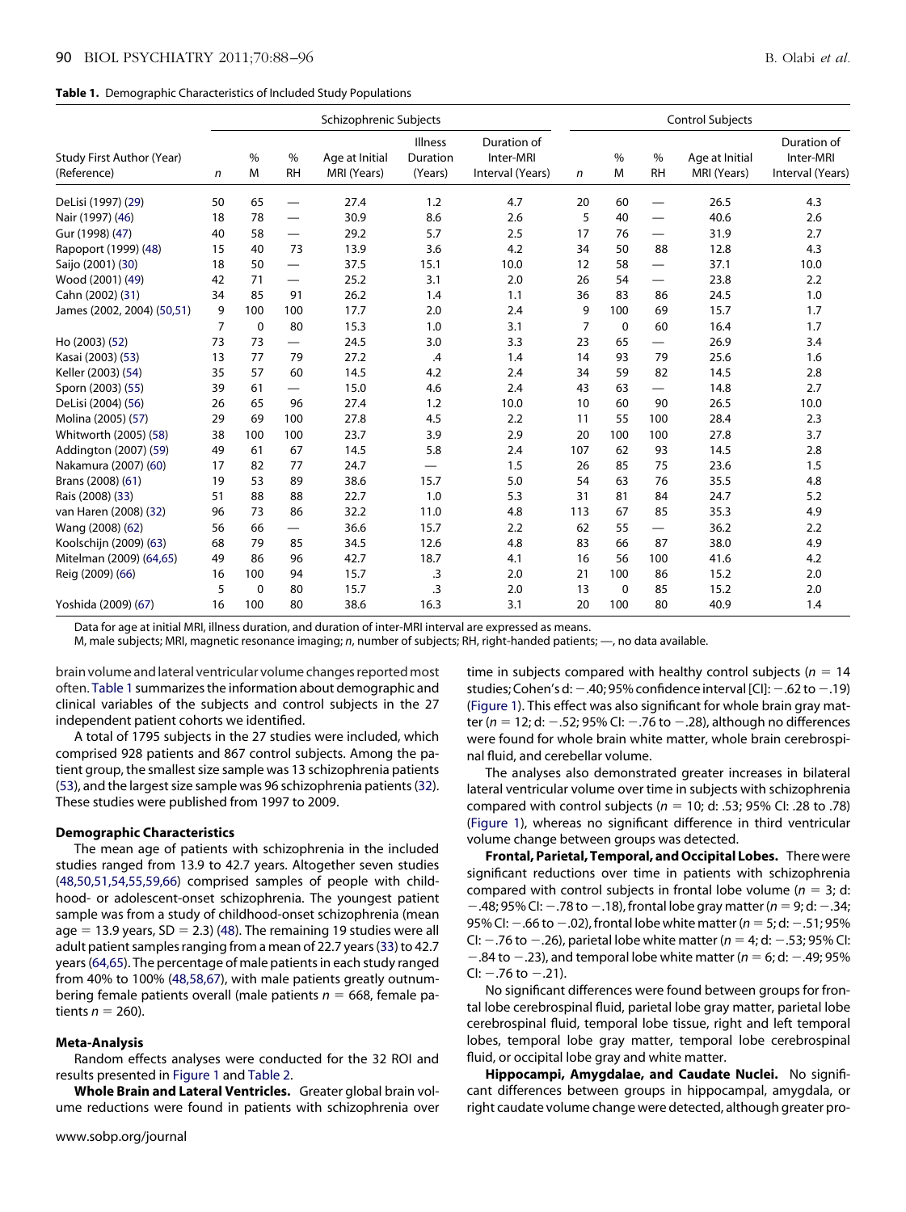**Table 1.** Demographic Characteristics of Included Study Populations

| Study First Author (Year) (Reference) | Schizophrenic Subjects | | | | | | Control Subjects | | | | |
|---|---|---|---|---|---|---|---|---|---|---|---|
| | n | % M | % RH | Age at Initial MRI (Years) | Illness Duration (Years) | Duration of Inter-MRI Interval (Years) | n | % M | % RH | Age at Initial MRI (Years) | Duration of Inter-MRI Interval (Years) |
| DeLisi (1997) (29) | 50 | 65 | — | 27.4 | 1.2 | 4.7 | 20 | 60 | — | 26.5 | 4.3 |
| Nair (1997) (46) | 18 | 78 | — | 30.9 | 8.6 | 2.6 | 5 | 40 | — | 40.6 | 2.6 |
| Gur (1998) (47) | 40 | 58 | — | 29.2 | 5.7 | 2.5 | 17 | 76 | — | 31.9 | 2.7 |
| Rapoport (1999) (48) | 15 | 40 | 73 | 13.9 | 3.6 | 4.2 | 34 | 50 | 88 | 12.8 | 4.3 |
| Saijo (2001) (30) | 18 | 50 | — | 37.5 | 15.1 | 10.0 | 12 | 58 | — | 37.1 | 10.0 |
| Wood (2001) (49) | 42 | 71 | — | 25.2 | 3.1 | 2.0 | 26 | 54 | — | 23.8 | 2.2 |
| Cahn (2002) (31) | 34 | 85 | 91 | 26.2 | 1.4 | 1.1 | 36 | 83 | 86 | 24.5 | 1.0 |
| James (2002, 2004) (50,51) | 9 | 100 | 100 | 17.7 | 2.0 | 2.4 | 9 | 100 | 69 | 15.7 | 1.7 |
| | 7 | 0 | 80 | 15.3 | 1.0 | 3.1 | 7 | 0 | 60 | 16.4 | 1.7 |
| Ho (2003) (52) | 73 | 73 | — | 24.5 | 3.0 | 3.3 | 23 | 65 | — | 26.9 | 3.4 |
| Kasai (2003) (53) | 13 | 77 | 79 | 27.2 | .4 | 1.4 | 14 | 93 | 79 | 25.6 | 1.6 |
| Keller (2003) (54) | 35 | 57 | 60 | 14.5 | 4.2 | 2.4 | 34 | 59 | 82 | 14.5 | 2.8 |
| Sporn (2003) (55) | 39 | 61 | — | 15.0 | 4.6 | 2.4 | 43 | 63 | — | 14.8 | 2.7 |
| DeLisi (2004) (56) | 26 | 65 | 96 | 27.4 | 1.2 | 10.0 | 10 | 60 | 90 | 26.5 | 10.0 |
| Molina (2005) (57) | 29 | 69 | 100 | 27.8 | 4.5 | 2.2 | 11 | 55 | 100 | 28.4 | 2.3 |
| Whitworth (2005) (58) | 38 | 100 | 100 | 23.7 | 3.9 | 2.9 | 20 | 100 | 100 | 27.8 | 3.7 |
| Addington (2007) (59) | 49 | 61 | 67 | 14.5 | 5.8 | 2.4 | 107 | 62 | 93 | 14.5 | 2.8 |
| Nakamura (2007) (60) | 17 | 82 | 77 | 24.7 | — | 1.5 | 26 | 85 | 75 | 23.6 | 1.5 |
| Brans (2008) (61) | 19 | 53 | 89 | 38.6 | 15.7 | 5.0 | 54 | 63 | 76 | 35.5 | 4.8 |
| Rais (2008) (33) | 51 | 88 | 88 | 22.7 | 1.0 | 5.3 | 31 | 81 | 84 | 24.7 | 5.2 |
| van Haren (2008) (32) | 96 | 73 | 86 | 32.2 | 11.0 | 4.8 | 113 | 67 | 85 | 35.3 | 4.9 |
| Wang (2008) (62) | 56 | 66 | — | 36.6 | 15.7 | 2.2 | 62 | 55 | — | 36.2 | 2.2 |
| Koolschijn (2009) (63) | 68 | 79 | 85 | 34.5 | 12.6 | 4.8 | 83 | 66 | 87 | 38.0 | 4.9 |
| Mitelman (2009) (64,65) | 49 | 86 | 96 | 42.7 | 18.7 | 4.1 | 16 | 56 | 100 | 41.6 | 4.2 |
| Reig (2009) (66) | 16 | 100 | 94 | 15.7 | .3 | 2.0 | 21 | 100 | 86 | 15.2 | 2.0 |
| | 5 | 0 | 80 | 15.7 | .3 | 2.0 | 13 | 0 | 85 | 15.2 | 2.0 |
| Yoshida (2009) (67) | 16 | 100 | 80 | 38.6 | 16.3 | 3.1 | 20 | 100 | 80 | 40.9 | 1.4 |

Data for age at initial MRI, illness duration, and duration of inter-MRI interval are expressed as means.

M, male subjects; MRI, magnetic resonance imaging; *n*, number of subjects; RH, right-handed patients; —, no data available.

brain volume and lateral ventricular volume changes reported most often. Table 1 summarizes the information about demographic and clinical variables of the subjects and control subjects in the 27 independent patient cohorts we identified.

A total of 1795 subjects in the 27 studies were included, which comprised 928 patients and 867 control subjects. Among the patient group, the smallest size sample was 13 schizophrenia patients (53), and the largest size sample was 96 schizophrenia patients (32). These studies were published from 1997 to 2009.

#### Demographic Characteristics

The mean age of patients with schizophrenia in the included studies ranged from 13.9 to 42.7 years. Altogether seven studies (48,50,51,54,55,59,66) comprised samples of people with childhood- or adolescent-onset schizophrenia. The youngest patient sample was from a study of childhood-onset schizophrenia (mean age = 13.9 years, SD = 2.3) (48). The remaining 19 studies were all adult patient samples ranging from a mean of 22.7 years (33) to 42.7 years (64,65). The percentage of male patients in each study ranged from 40% to 100% (48,58,67), with male patients greatly outnumbering female patients overall (male patients $n = 668$, female patients $n = 260$).

#### Meta-Analysis

Random effects analyses were conducted for the 32 ROI and results presented in Figure 1 and Table 2.

**Whole Brain and Lateral Ventricles.** Greater global brain volume reductions were found in patients with schizophrenia over time in subjects compared with healthy control subjects ($n = 14$ studies; Cohen's d: −.40; 95% confidence interval [CI]: −.62 to −.19) (Figure 1). This effect was also significant for whole brain gray matter ($n = 12$; d: −.52; 95% CI: −.76 to −.28), although no differences were found for whole brain white matter, whole brain cerebrospinal fluid, and cerebellar volume.

The analyses also demonstrated greater increases in bilateral lateral ventricular volume over time in subjects with schizophrenia compared with control subjects ($n = 10$; d: .53; 95% CI: .28 to .78) (Figure 1), whereas no significant difference in third ventricular volume change between groups was detected.

**Frontal, Parietal, Temporal, and Occipital Lobes.** There were significant reductions over time in patients with schizophrenia compared with control subjects in frontal lobe volume ($n = 3$; d: −.48; 95% CI: −.78 to −.18), frontal lobe gray matter ($n = 9$; d: −.34; 95% CI: −.66 to −.02), frontal lobe white matter ($n = 5$; d: −.51; 95% CI: −.76 to −.26), parietal lobe white matter ($n = 4$; d: −.53; 95% CI: −.84 to −.23), and temporal lobe white matter ($n = 6$; d: −.49; 95% CI: −.76 to −.21).

No significant differences were found between groups for frontal lobe cerebrospinal fluid, parietal lobe gray matter, parietal lobe cerebrospinal fluid, temporal lobe tissue, right and left temporal lobes, temporal lobe gray matter, temporal lobe cerebrospinal fluid, or occipital lobe gray and white matter.

**Hippocampi, Amygdalae, and Caudate Nuclei.** No significant differences between groups in hippocampal, amygdala, or right caudate volume change were detected, although greater pro-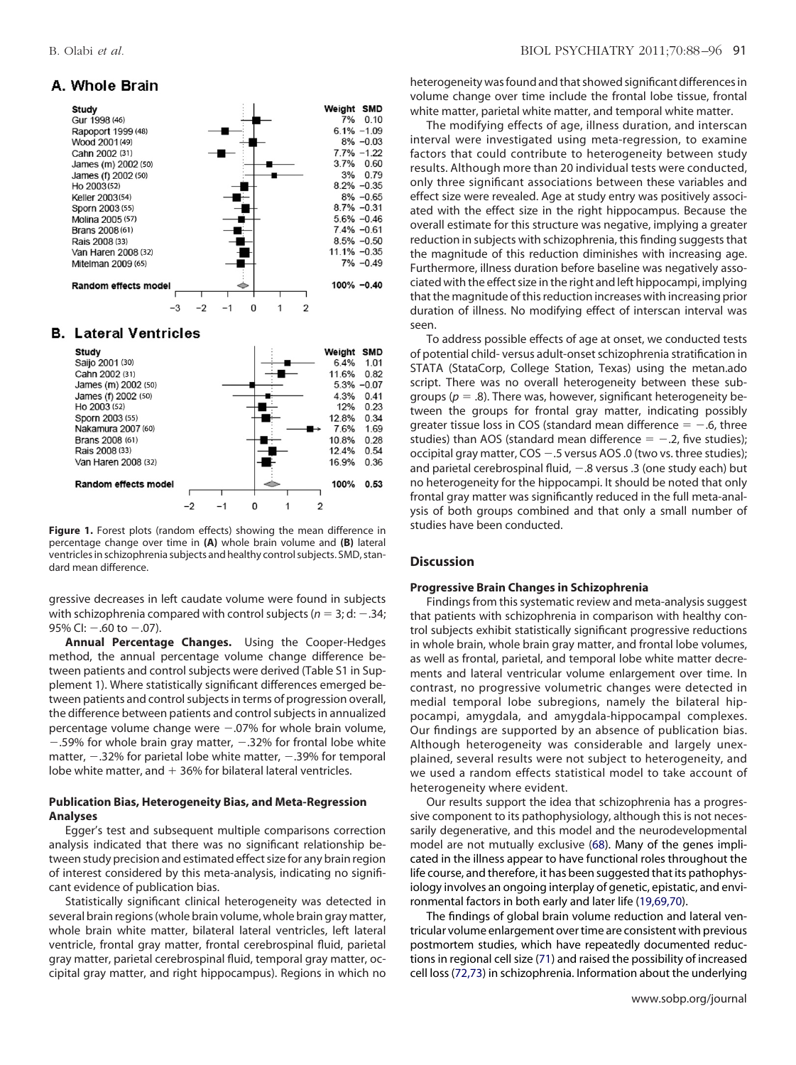## A. Whole Brain

| Study | Weight | SMD |
|---|---|---|
| Gur 1998 (46) | 7% | 0.10 |
| Rapoport 1999 (48) | 6.1% | −1.09 |
| Wood 2001 (49) | 8% | −0.03 |
| Cahn 2002 (31) | 7.7% | −1.22 |
| James (m) 2002 (50) | 3.7% | 0.60 |
| James (f) 2002 (50) | 3% | 0.79 |
| Ho 2003 (52) | 8.2% | −0.35 |
| Keller 2003 (54) | 8% | −0.65 |
| Sporn 2003 (55) | 8.7% | −0.31 |
| Molina 2005 (57) | 5.6% | −0.46 |
| Brans 2008 (61) | 7.4% | −0.61 |
| Rais 2008 (33) | 8.5% | −0.50 |
| Van Haren 2008 (32) | 11.1% | −0.35 |
| Mitelman 2009 (65) | 7% | −0.49 |
| Random effects model | 100% | −0.40 |

## B. Lateral Ventricles

| Study | Weight | SMD |
|---|---|---|
| Saijo 2001 (30) | 6.4% | 1.01 |
| Cahn 2002 (31) | 11.6% | 0.82 |
| James (m) 2002 (50) | 5.3% | −0.07 |
| James (f) 2002 (50) | 4.3% | 0.41 |
| Ho 2003 (52) | 12% | 0.23 |
| Sporn 2003 (55) | 12.8% | 0.34 |
| Nakamura 2007 (60) | 7.6% | 1.69 |
| Brans 2008 (61) | 10.8% | 0.28 |
| Rais 2008 (33) | 12.4% | 0.54 |
| Van Haren 2008 (32) | 16.9% | 0.36 |
| Random effects model | 100% | 0.53 |

**Figure 1.** Forest plots (random effects) showing the mean difference in percentage change over time in **(A)** whole brain volume and **(B)** lateral ventricles in schizophrenia subjects and healthy control subjects. SMD, standard mean difference.

gressive decreases in left caudate volume were found in subjects with schizophrenia compared with control subjects ($n = 3$; d: −.34; 95% CI: −.60 to −.07).

**Annual Percentage Changes.** Using the Cooper-Hedges method, the annual percentage volume change difference between patients and control subjects were derived (Table S1 in Supplement 1). Where statistically significant differences emerged between patients and control subjects in terms of progression overall, the difference between patients and control subjects in annualized percentage volume change were −.07% for whole brain volume, −.59% for whole brain gray matter, −.32% for frontal lobe white matter, −.32% for parietal lobe white matter, −.39% for temporal lobe white matter, and + 36% for bilateral lateral ventricles.

#### Publication Bias, Heterogeneity Bias, and Meta-Regression Analyses

Egger's test and subsequent multiple comparisons correction analysis indicated that there was no significant relationship between study precision and estimated effect size for any brain region of interest considered by this meta-analysis, indicating no significant evidence of publication bias.

Statistically significant clinical heterogeneity was detected in several brain regions (whole brain volume, whole brain gray matter, whole brain white matter, bilateral lateral ventricles, left lateral ventricle, frontal gray matter, frontal cerebrospinal fluid, parietal gray matter, parietal cerebrospinal fluid, temporal gray matter, occipital gray matter, and right hippocampus). Regions in which no heterogeneity was found and that showed significant differences in volume change over time include the frontal lobe tissue, frontal white matter, parietal white matter, and temporal white matter.

The modifying effects of age, illness duration, and interscan interval were investigated using meta-regression, to examine factors that could contribute to heterogeneity between study results. Although more than 20 individual tests were conducted, only three significant associations between these variables and effect size were revealed. Age at study entry was positively associated with the effect size in the right hippocampus. Because the overall estimate for this structure was negative, implying a greater reduction in subjects with schizophrenia, this finding suggests that the magnitude of this reduction diminishes with increasing age. Furthermore, illness duration before baseline was negatively associated with the effect size in the right and left hippocampi, implying that the magnitude of this reduction increases with increasing prior duration of illness. No modifying effect of interscan interval was seen.

To address possible effects of age at onset, we conducted tests of potential child- versus adult-onset schizophrenia stratification in STATA (StataCorp, College Station, Texas) using the metan.ado script. There was no overall heterogeneity between these subgroups ($p = .8$). There was, however, significant heterogeneity between the groups for frontal gray matter, indicating possibly greater tissue loss in COS (standard mean difference = −.6, three studies) than AOS (standard mean difference = −.2, five studies); occipital gray matter, COS −.5 versus AOS .0 (two vs. three studies); and parietal cerebrospinal fluid, −.8 versus .3 (one study each) but no heterogeneity for the hippocampi. It should be noted that only frontal gray matter was significantly reduced in the full meta-analysis of both groups combined and that only a small number of studies have been conducted.

## Discussion

#### Progressive Brain Changes in Schizophrenia

Findings from this systematic review and meta-analysis suggest that patients with schizophrenia in comparison with healthy control subjects exhibit statistically significant progressive reductions in whole brain, whole brain gray matter, and frontal lobe volumes, as well as frontal, parietal, and temporal lobe white matter decrements and lateral ventricular volume enlargement over time. In contrast, no progressive volumetric changes were detected in medial temporal lobe subregions, namely the bilateral hippocampi, amygdala, and amygdala-hippocampal complexes. Our findings are supported by an absence of publication bias. Although heterogeneity was considerable and largely unexplained, several results were not subject to heterogeneity, and we used a random effects statistical model to take account of heterogeneity where evident.

Our results support the idea that schizophrenia has a progressive component to its pathophysiology, although this is not necessarily degenerative, and this model and the neurodevelopmental model are not mutually exclusive (68). Many of the genes implicated in the illness appear to have functional roles throughout the life course, and therefore, it has been suggested that its pathophysiology involves an ongoing interplay of genetic, epistatic, and environmental factors in both early and later life (19,69,70).

The findings of global brain volume reduction and lateral ventricular volume enlargement over time are consistent with previous postmortem studies, which have repeatedly documented reductions in regional cell size (71) and raised the possibility of increased cell loss (72,73) in schizophrenia. Information about the underlying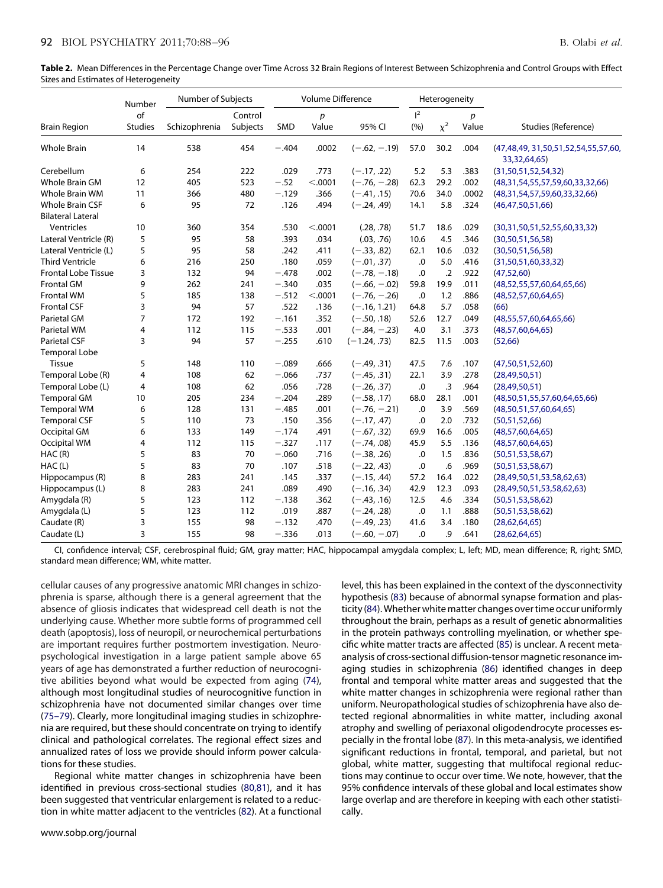**Table 2.** Mean Differences in the Percentage Change over Time Across 32 Brain Regions of Interest Between Schizophrenia and Control Groups with Effect Sizes and Estimates of Heterogeneity

| Brain Region | Number of Studies | Number of Subjects | | Volume Difference | | | Heterogeneity | | | Studies (Reference) |
|---|---|---|---|---|---|---|---|---|---|---|
| | | Schizophrenia | Control Subjects | SMD | $p$ Value | 95% CI | $I^2$ (%) | $\chi^2$ | $p$ Value | |
| Whole Brain | 14 | 538 | 454 | −.404 | .0002 | (−.62, −.19) | 57.0 | 30.2 | .004 | (47,48,49, 31,50,51,52,54,55,57,60, 33,32,64,65) |
| Cerebellum | 6 | 254 | 222 | .029 | .773 | (−.17, .22) | 5.2 | 5.3 | .383 | (31,50,51,52,54,32) |
| Whole Brain GM | 12 | 405 | 523 | −.52 | <.0001 | (−.76, −.28) | 62.3 | 29.2 | .002 | (48,31,54,55,57,59,60,33,32,66) |
| Whole Brain WM | 11 | 366 | 480 | −.129 | .366 | (−.41, .15) | 70.6 | 34.0 | .0002 | (48,31,54,57,59,60,33,32,66) |
| Whole Brain CSF | 6 | 95 | 72 | .126 | .494 | (−.24, .49) | 14.1 | 5.8 | .324 | (46,47,50,51,66) |
| Bilateral Lateral Ventricles | 10 | 360 | 354 | .530 | <.0001 | (.28, .78) | 51.7 | 18.6 | .029 | (30,31,50,51,52,55,60,33,32) |
| Lateral Ventricle (R) | 5 | 95 | 58 | .393 | .034 | (.03, .76) | 10.6 | 4.5 | .346 | (30,50,51,56,58) |
| Lateral Ventricle (L) | 5 | 95 | 58 | .242 | .411 | (−.33, .82) | 62.1 | 10.6 | .032 | (30,50,51,56,58) |
| Third Ventricle | 6 | 216 | 250 | .180 | .059 | (−.01, .37) | .0 | 5.0 | .416 | (31,50,51,60,33,32) |
| Frontal Lobe Tissue | 3 | 132 | 94 | −.478 | .002 | (−.78, −.18) | .0 | .2 | .922 | (47,52,60) |
| Frontal GM | 9 | 262 | 241 | −.340 | .035 | (−.66, −.02) | 59.8 | 19.9 | .011 | (48,52,55,57,60,64,65,66) |
| Frontal WM | 5 | 185 | 138 | −.512 | <.0001 | (−.76, −.26) | .0 | 1.2 | .886 | (48,52,57,60,64,65) |
| Frontal CSF | 3 | 94 | 57 | .522 | .136 | (−.16, 1.21) | 64.8 | 5.7 | .058 | (66) |
| Parietal GM | 7 | 172 | 192 | −.161 | .352 | (−.50, .18) | 52.6 | 12.7 | .049 | (48,55,57,60,64,65,66) |
| Parietal WM | 4 | 112 | 115 | −.533 | .001 | (−.84, −.23) | 4.0 | 3.1 | .373 | (48,57,60,64,65) |
| Parietal CSF | 3 | 94 | 57 | −.255 | .610 | (−1.24, .73) | 82.5 | 11.5 | .003 | (52,66) |
| Temporal Lobe Tissue | 5 | 148 | 110 | −.089 | .666 | (−.49, .31) | 47.5 | 7.6 | .107 | (47,50,51,52,60) |
| Temporal Lobe (R) | 4 | 108 | 62 | −.066 | .737 | (−.45, .31) | 22.1 | 3.9 | .278 | (28,49,50,51) |
| Temporal Lobe (L) | 4 | 108 | 62 | .056 | .728 | (−.26, .37) | .0 | .3 | .964 | (28,49,50,51) |
| Temporal GM | 10 | 205 | 234 | −.204 | .289 | (−.58, .17) | 68.0 | 28.1 | .001 | (48,50,51,55,57,60,64,65,66) |
| Temporal WM | 6 | 128 | 131 | −.485 | .001 | (−.76, −.21) | .0 | 3.9 | .569 | (48,50,51,57,60,64,65) |
| Temporal CSF | 5 | 110 | 73 | .150 | .356 | (−.17, .47) | .0 | 2.0 | .732 | (50,51,52,66) |
| Occipital GM | 6 | 133 | 149 | −.174 | .491 | (−.67, .32) | 69.9 | 16.6 | .005 | (48,57,60,64,65) |
| Occipital WM | 4 | 112 | 115 | −.327 | .117 | (−.74, .08) | 45.9 | 5.5 | .136 | (48,57,60,64,65) |
| HAC (R) | 5 | 83 | 70 | −.060 | .716 | (−.38, .26) | .0 | 1.5 | .836 | (50,51,53,58,67) |
| HAC (L) | 5 | 83 | 70 | .107 | .518 | (−.22, .43) | .0 | .6 | .969 | (50,51,53,58,67) |
| Hippocampus (R) | 8 | 283 | 241 | .145 | .337 | (−.15, .44) | 57.2 | 16.4 | .022 | (28,49,50,51,53,58,62,63) |
| Hippocampus (L) | 8 | 283 | 241 | .089 | .490 | (−.16, .34) | 42.9 | 12.3 | .093 | (28,49,50,51,53,58,62,63) |
| Amygdala (R) | 5 | 123 | 112 | −.138 | .362 | (−.43, .16) | 12.5 | 4.6 | .334 | (50,51,53,58,62) |
| Amygdala (L) | 5 | 123 | 112 | .019 | .887 | (−.24, .28) | .0 | 1.1 | .888 | (50,51,53,58,62) |
| Caudate (R) | 3 | 155 | 98 | −.132 | .470 | (−.49, .23) | 41.6 | 3.4 | .180 | (28,62,64,65) |
| Caudate (L) | 3 | 155 | 98 | −.336 | .013 | (−.60, −.07) | .0 | .9 | .641 | (28,62,64,65) |

CI, confidence interval; CSF, cerebrospinal fluid; GM, gray matter; HAC, hippocampal amygdala complex; L, left; MD, mean difference; R, right; SMD, standard mean difference; WM, white matter.

cellular causes of any progressive anatomic MRI changes in schizophrenia is sparse, although there is a general agreement that the absence of gliosis indicates that widespread cell death is not the underlying cause. Whether more subtle forms of programmed cell death (apoptosis), loss of neuropil, or neurochemical perturbations are important requires further postmortem investigation. Neuropsychological investigation in a large patient sample above 65 years of age has demonstrated a further reduction of neurocognitive abilities beyond what would be expected from aging (74), although most longitudinal studies of neurocognitive function in schizophrenia have not documented similar changes over time (75–79). Clearly, more longitudinal imaging studies in schizophrenia are required, but these should concentrate on trying to identify clinical and pathological correlates. The regional effect sizes and annualized rates of loss we provide should inform power calculations for these studies.

Regional white matter changes in schizophrenia have been identified in previous cross-sectional studies (80,81), and it has been suggested that ventricular enlargement is related to a reduction in white matter adjacent to the ventricles (82). At a functional level, this has been explained in the context of the dysconnectivity hypothesis (83) because of abnormal synapse formation and plasticity (84). Whether white matter changes over time occur uniformly throughout the brain, perhaps as a result of genetic abnormalities in the protein pathways controlling myelination, or whether specific white matter tracts are affected (85) is unclear. A recent meta-analysis of cross-sectional diffusion-tensor magnetic resonance imaging studies in schizophrenia (86) identified changes in deep frontal and temporal white matter areas and suggested that the white matter changes in schizophrenia were regional rather than uniform. Neuropathological studies of schizophrenia have also detected regional abnormalities in white matter, including axonal atrophy and swelling of periaxonal oligodendrocyte processes especially in the frontal lobe (87). In this meta-analysis, we identified significant reductions in frontal, temporal, and parietal, but not global, white matter, suggesting that multifocal regional reductions may continue to occur over time. We note, however, that the 95% confidence intervals of these global and local estimates show large overlap and are therefore in keeping with each other statistically.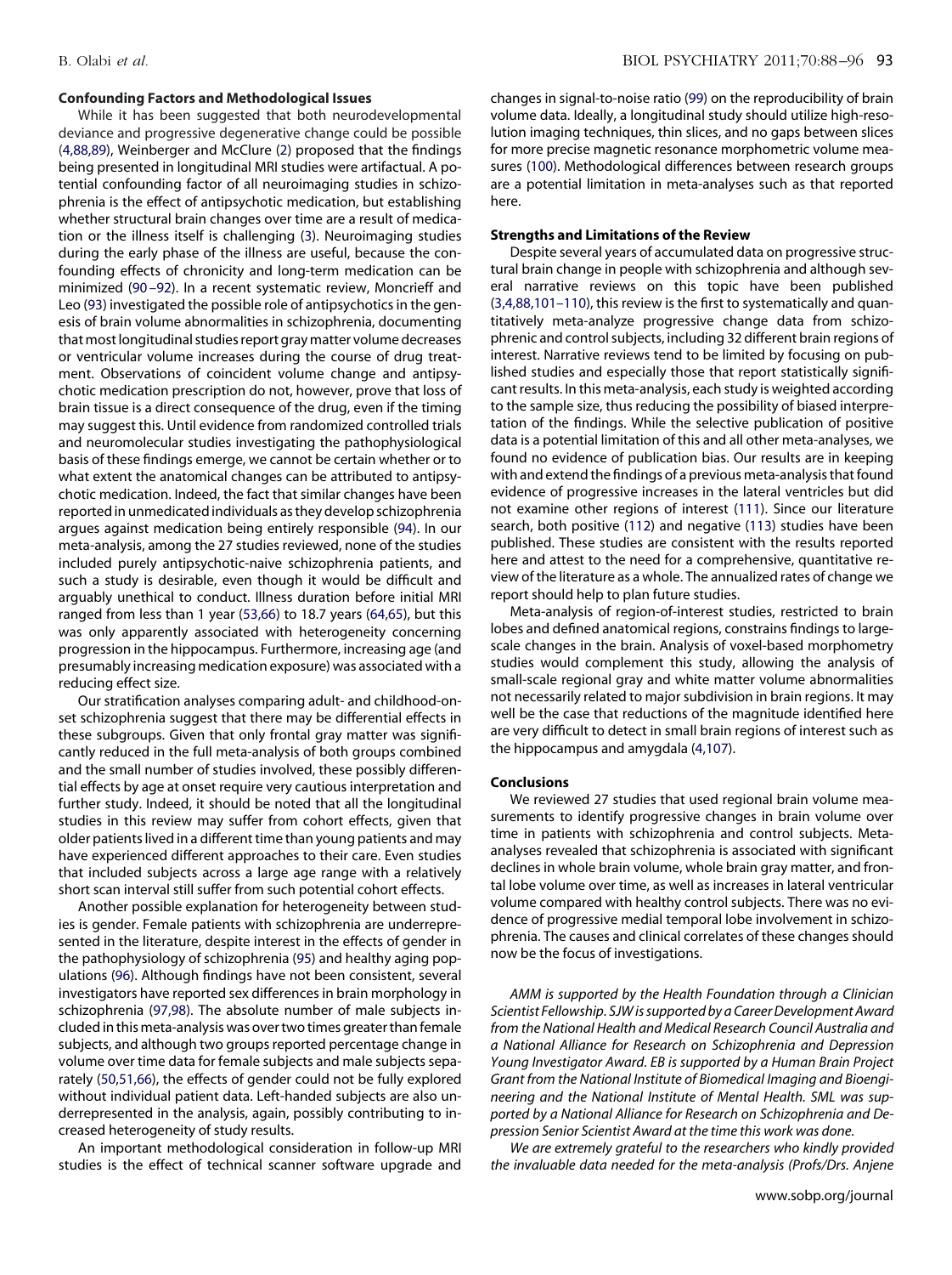### Confounding Factors and Methodological Issues

While it has been suggested that both neurodevelopmental deviance and progressive degenerative change could be possible (4,88,89), Weinberger and McClure (2) proposed that the findings being presented in longitudinal MRI studies were artifactual. A potential confounding factor of all neuroimaging studies in schizophrenia is the effect of antipsychotic medication, but establishing whether structural brain changes over time are a result of medication or the illness itself is challenging (3). Neuroimaging studies during the early phase of the illness are useful, because the confounding effects of chronicity and long-term medication can be minimized (90–92). In a recent systematic review, Moncrieff and Leo (93) investigated the possible role of antipsychotics in the genesis of brain volume abnormalities in schizophrenia, documenting that most longitudinal studies report gray matter volume decreases or ventricular volume increases during the course of drug treatment. Observations of coincident volume change and antipsychotic medication prescription do not, however, prove that loss of brain tissue is a direct consequence of the drug, even if the timing may suggest this. Until evidence from randomized controlled trials and neuromolecular studies investigating the pathophysiological basis of these findings emerge, we cannot be certain whether or to what extent the anatomical changes can be attributed to antipsychotic medication. Indeed, the fact that similar changes have been reported in unmedicated individuals as they develop schizophrenia argues against medication being entirely responsible (94). In our meta-analysis, among the 27 studies reviewed, none of the studies included purely antipsychotic-naive schizophrenia patients, and such a study is desirable, even though it would be difficult and arguably unethical to conduct. Illness duration before initial MRI ranged from less than 1 year (53,66) to 18.7 years (64,65), but this was only apparently associated with heterogeneity concerning progression in the hippocampus. Furthermore, increasing age (and presumably increasing medication exposure) was associated with a reducing effect size.

Our stratification analyses comparing adult- and childhood-onset schizophrenia suggest that there may be differential effects in these subgroups. Given that only frontal gray matter was significantly reduced in the full meta-analysis of both groups combined and the small number of studies involved, these possibly differential effects by age at onset require very cautious interpretation and further study. Indeed, it should be noted that all the longitudinal studies in this review may suffer from cohort effects, given that older patients lived in a different time than young patients and may have experienced different approaches to their care. Even studies that included subjects across a large age range with a relatively short scan interval still suffer from such potential cohort effects.

Another possible explanation for heterogeneity between studies is gender. Female patients with schizophrenia are underrepresented in the literature, despite interest in the effects of gender in the pathophysiology of schizophrenia (95) and healthy aging populations (96). Although findings have not been consistent, several investigators have reported sex differences in brain morphology in schizophrenia (97,98). The absolute number of male subjects included in this meta-analysis was over two times greater than female subjects, and although two groups reported percentage change in volume over time data for female subjects and male subjects separately (50,51,66), the effects of gender could not be fully explored without individual patient data. Left-handed subjects are also underrepresented in the analysis, again, possibly contributing to increased heterogeneity of study results.

An important methodological consideration in follow-up MRI studies is the effect of technical scanner software upgrade and changes in signal-to-noise ratio (99) on the reproducibility of brain volume data. Ideally, a longitudinal study should utilize high-resolution imaging techniques, thin slices, and no gaps between slices for more precise magnetic resonance morphometric volume measures (100). Methodological differences between research groups are a potential limitation in meta-analyses such as that reported here.

### Strengths and Limitations of the Review

Despite several years of accumulated data on progressive structural brain change in people with schizophrenia and although several narrative reviews on this topic have been published (3,4,88,101–110), this review is the first to systematically and quantitatively meta-analyze progressive change data from schizophrenic and control subjects, including 32 different brain regions of interest. Narrative reviews tend to be limited by focusing on published studies and especially those that report statistically significant results. In this meta-analysis, each study is weighted according to the sample size, thus reducing the possibility of biased interpretation of the findings. While the selective publication of positive data is a potential limitation of this and all other meta-analyses, we found no evidence of publication bias. Our results are in keeping with and extend the findings of a previous meta-analysis that found evidence of progressive increases in the lateral ventricles but did not examine other regions of interest (111). Since our literature search, both positive (112) and negative (113) studies have been published. These studies are consistent with the results reported here and attest to the need for a comprehensive, quantitative review of the literature as a whole. The annualized rates of change we report should help to plan future studies.

Meta-analysis of region-of-interest studies, restricted to brain lobes and defined anatomical regions, constrains findings to large-scale changes in the brain. Analysis of voxel-based morphometry studies would complement this study, allowing the analysis of small-scale regional gray and white matter volume abnormalities not necessarily related to major subdivision in brain regions. It may well be the case that reductions of the magnitude identified here are very difficult to detect in small brain regions of interest such as the hippocampus and amygdala (4,107).

### Conclusions

We reviewed 27 studies that used regional brain volume measurements to identify progressive changes in brain volume over time in patients with schizophrenia and control subjects. Meta-analyses revealed that schizophrenia is associated with significant declines in whole brain volume, whole brain gray matter, and frontal lobe volume over time, as well as increases in lateral ventricular volume compared with healthy control subjects. There was no evidence of progressive medial temporal lobe involvement in schizophrenia. The causes and clinical correlates of these changes should now be the focus of investigations.

*AMM is supported by the Health Foundation through a Clinician Scientist Fellowship. SJW is supported by a Career Development Award from the National Health and Medical Research Council Australia and a National Alliance for Research on Schizophrenia and Depression Young Investigator Award. EB is supported by a Human Brain Project Grant from the National Institute of Biomedical Imaging and Bioengineering and the National Institute of Mental Health. SML was supported by a National Alliance for Research on Schizophrenia and Depression Senior Scientist Award at the time this work was done.*

*We are extremely grateful to the researchers who kindly provided the invaluable data needed for the meta-analysis (Profs/Drs. Anjene*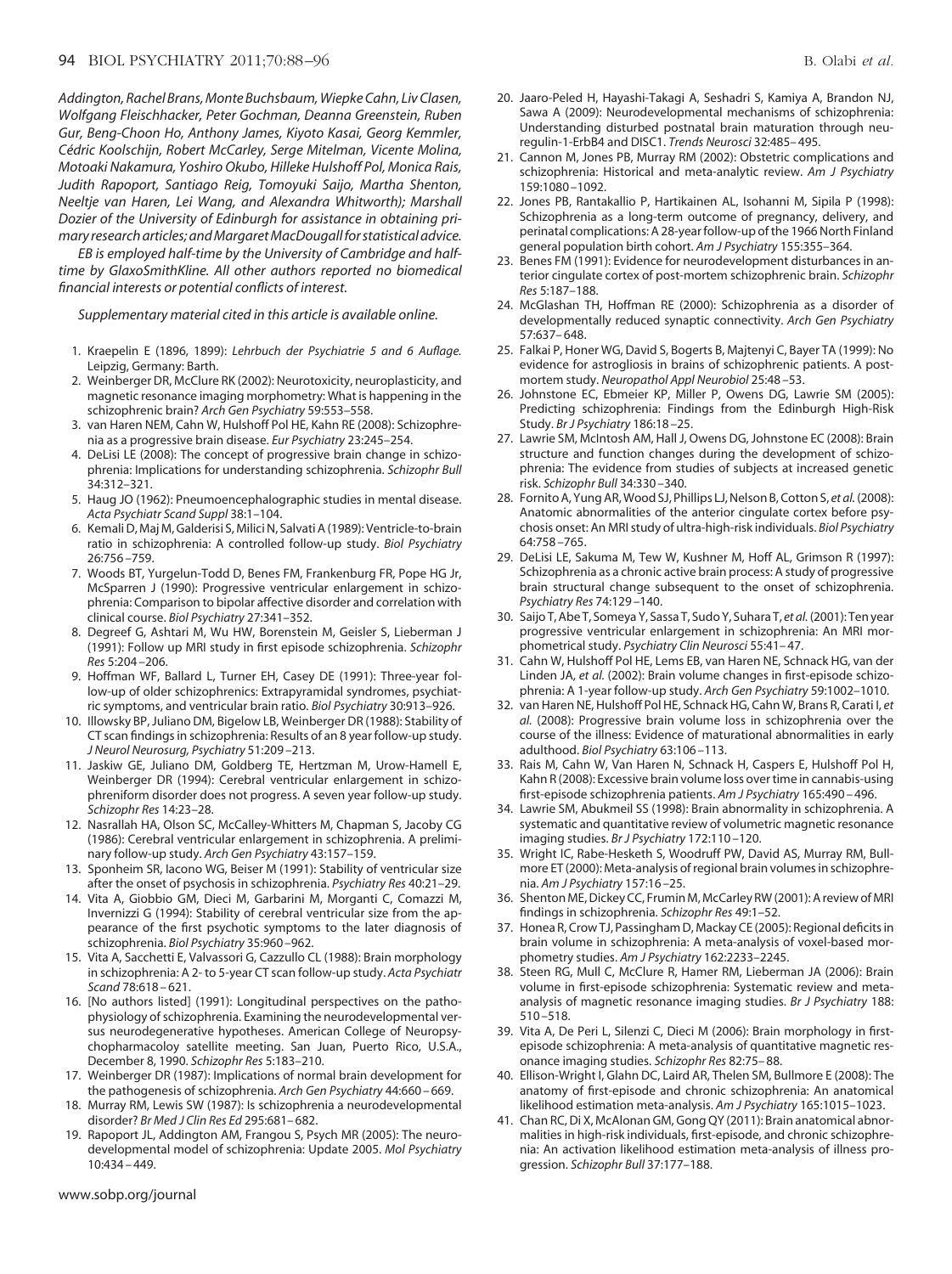*Addington, Rachel Brans, Monte Buchsbaum, Wiepke Cahn, Liv Clasen, Wolfgang Fleischhacker, Peter Gochman, Deanna Greenstein, Ruben Gur, Beng-Choon Ho, Anthony James, Kiyoto Kasai, Georg Kemmler, Cédric Koolschijn, Robert McCarley, Serge Mitelman, Vicente Molina, Motoaki Nakamura, Yoshiro Okubo, Hilleke Hulshoff Pol, Monica Rais, Judith Rapoport, Santiago Reig, Tomoyuki Saijo, Martha Shenton, Neeltje van Haren, Lei Wang, and Alexandra Whitworth); Marshall Dozier of the University of Edinburgh for assistance in obtaining primary research articles; and Margaret MacDougall for statistical advice.*

*EB is employed half-time by the University of Cambridge and half-time by GlaxoSmithKline. All other authors reported no biomedical financial interests or potential conflicts of interest.*

*Supplementary material cited in this article is available online.*

1. Kraepelin E (1896, 1899): *Lehrbuch der Psychiatrie 5 and 6 Auflage.* Leipzig, Germany: Barth.
2. Weinberger DR, McClure RK (2002): Neurotoxicity, neuroplasticity, and magnetic resonance imaging morphometry: What is happening in the schizophrenic brain? *Arch Gen Psychiatry* 59:553–558.
3. van Haren NEM, Cahn W, Hulshoff Pol HE, Kahn RE (2008): Schizophrenia as a progressive brain disease. *Eur Psychiatry* 23:245–254.
4. DeLisi LE (2008): The concept of progressive brain change in schizophrenia: Implications for understanding schizophrenia. *Schizophr Bull* 34:312–321.
5. Haug JO (1962): Pneumoencephalographic studies in mental disease. *Acta Psychiatr Scand Suppl* 38:1–104.
6. Kemali D, Maj M, Galderisi S, Milici N, Salvati A (1989): Ventricle-to-brain ratio in schizophrenia: A controlled follow-up study. *Biol Psychiatry* 26:756–759.
7. Woods BT, Yurgelun-Todd D, Benes FM, Frankenburg FR, Pope HG Jr, McSparren J (1990): Progressive ventricular enlargement in schizophrenia: Comparison to bipolar affective disorder and correlation with clinical course. *Biol Psychiatry* 27:341–352.
8. Degreef G, Ashtari M, Wu HW, Borenstein M, Geisler S, Lieberman J (1991): Follow up MRI study in first episode schizophrenia. *Schizophr Res* 5:204–206.
9. Hoffman WF, Ballard L, Turner EH, Casey DE (1991): Three-year follow-up of older schizophrenics: Extrapyramidal syndromes, psychiatric symptoms, and ventricular brain ratio. *Biol Psychiatry* 30:913–926.
10. Illowsky BP, Juliano DM, Bigelow LB, Weinberger DR (1988): Stability of CT scan findings in schizophrenia: Results of an 8 year follow-up study. *J Neurol Neurosurg, Psychiatry* 51:209–213.
11. Jaskiw GE, Juliano DM, Goldberg TE, Hertzman M, Urow-Hamell E, Weinberger DR (1994): Cerebral ventricular enlargement in schizophreniform disorder does not progress. A seven year follow-up study. *Schizophr Res* 14:23–28.
12. Nasrallah HA, Olson SC, McCalley-Whitters M, Chapman S, Jacoby CG (1986): Cerebral ventricular enlargement in schizophrenia. A preliminary follow-up study. *Arch Gen Psychiatry* 43:157–159.
13. Sponheim SR, Iacono WG, Beiser M (1991): Stability of ventricular size after the onset of psychosis in schizophrenia. *Psychiatry Res* 40:21–29.
14. Vita A, Giobbio GM, Dieci M, Garbarini M, Morganti C, Comazzi M, Invernizzi G (1994): Stability of cerebral ventricular size from the appearance of the first psychotic symptoms to the later diagnosis of schizophrenia. *Biol Psychiatry* 35:960–962.
15. Vita A, Sacchetti E, Valvassori G, Cazzullo CL (1988): Brain morphology in schizophrenia: A 2- to 5-year CT scan follow-up study. *Acta Psychiatr Scand* 78:618–621.
16. [No authors listed] (1991): Longitudinal perspectives on the pathophysiology of schizophrenia. Examining the neurodevelopmental versus neurodegenerative hypotheses. American College of Neuropsychopharmacoloy satellite meeting. San Juan, Puerto Rico, U.S.A., December 8, 1990. *Schizophr Res* 5:183–210.
17. Weinberger DR (1987): Implications of normal brain development for the pathogenesis of schizophrenia. *Arch Gen Psychiatry* 44:660–669.
18. Murray RM, Lewis SW (1987): Is schizophrenia a neurodevelopmental disorder? *Br Med J Clin Res Ed* 295:681–682.
19. Rapoport JL, Addington AM, Frangou S, Psych MR (2005): The neurodevelopmental model of schizophrenia: Update 2005. *Mol Psychiatry* 10:434–449.
20. Jaaro-Peled H, Hayashi-Takagi A, Seshadri S, Kamiya A, Brandon NJ, Sawa A (2009): Neurodevelopmental mechanisms of schizophrenia: Understanding disturbed postnatal brain maturation through neuregulin-1-ErbB4 and DISC1. *Trends Neurosci* 32:485–495.
21. Cannon M, Jones PB, Murray RM (2002): Obstetric complications and schizophrenia: Historical and meta-analytic review. *Am J Psychiatry* 159:1080–1092.
22. Jones PB, Rantakallio P, Hartikainen AL, Isohanni M, Sipila P (1998): Schizophrenia as a long-term outcome of pregnancy, delivery, and perinatal complications: A 28-year follow-up of the 1966 North Finland general population birth cohort. *Am J Psychiatry* 155:355–364.
23. Benes FM (1991): Evidence for neurodevelopment disturbances in anterior cingulate cortex of post-mortem schizophrenic brain. *Schizophr Res* 5:187–188.
24. McGlashan TH, Hoffman RE (2000): Schizophrenia as a disorder of developmentally reduced synaptic connectivity. *Arch Gen Psychiatry* 57:637–648.
25. Falkai P, Honer WG, David S, Bogerts B, Majtenyi C, Bayer TA (1999): No evidence for astrogliosis in brains of schizophrenic patients. A post-mortem study. *Neuropathol Appl Neurobiol* 25:48–53.
26. Johnstone EC, Ebmeier KP, Miller P, Owens DG, Lawrie SM (2005): Predicting schizophrenia: Findings from the Edinburgh High-Risk Study. *Br J Psychiatry* 186:18–25.
27. Lawrie SM, McIntosh AM, Hall J, Owens DG, Johnstone EC (2008): Brain structure and function changes during the development of schizophrenia: The evidence from studies of subjects at increased genetic risk. *Schizophr Bull* 34:330–340.
28. Fornito A, Yung AR, Wood SJ, Phillips LJ, Nelson B, Cotton S, *et al.* (2008): Anatomic abnormalities of the anterior cingulate cortex before psychosis onset: An MRI study of ultra-high-risk individuals. *Biol Psychiatry* 64:758–765.
29. DeLisi LE, Sakuma M, Tew W, Kushner M, Hoff AL, Grimson R (1997): Schizophrenia as a chronic active brain process: A study of progressive brain structural change subsequent to the onset of schizophrenia. *Psychiatry Res* 74:129–140.
30. Saijo T, Abe T, Someya Y, Sassa T, Sudo Y, Suhara T, *et al.* (2001): Ten year progressive ventricular enlargement in schizophrenia: An MRI morphometrical study. *Psychiatry Clin Neurosci* 55:41–47.
31. Cahn W, Hulshoff Pol HE, Lems EB, van Haren NE, Schnack HG, van der Linden JA, *et al.* (2002): Brain volume changes in first-episode schizophrenia: A 1-year follow-up study. *Arch Gen Psychiatry* 59:1002–1010.
32. van Haren NE, Hulshoff Pol HE, Schnack HG, Cahn W, Brans R, Carati I, *et al.* (2008). Progressive brain volume loss in schizophrenia over the course of the illness: Evidence of maturational abnormalities in early adulthood. *Biol Psychiatry* 63:106–113.
33. Rais M, Cahn W, Van Haren N, Schnack H, Caspers E, Hulshoff Pol H, Kahn R (2008): Excessive brain volume loss over time in cannabis-using first-episode schizophrenia patients. *Am J Psychiatry* 165:490–496.
34. Lawrie SM, Abukmeil SS (1998): Brain abnormality in schizophrenia. A systematic and quantitative review of volumetric magnetic resonance imaging studies. *Br J Psychiatry* 172:110–120.
35. Wright IC, Rabe-Hesketh S, Woodruff PW, David AS, Murray RM, Bullmore ET (2000): Meta-analysis of regional brain volumes in schizophrenia. *Am J Psychiatry* 157:16–25.
36. Shenton ME, Dickey CC, Frumin M, McCarley RW (2001): A review of MRI findings in schizophrenia. *Schizophr Res* 49:1–52.
37. Honea R, Crow TJ, Passingham D, Mackay CE (2005): Regional deficits in brain volume in schizophrenia: A meta-analysis of voxel-based morphometry studies. *Am J Psychiatry* 162:2233–2245.
38. Steen RG, Mull C, McClure R, Hamer RM, Lieberman JA (2006): Brain volume in first-episode schizophrenia: Systematic review and meta-analysis of magnetic resonance imaging studies. *Br J Psychiatry* 188: 510–518.
39. Vita A, De Peri L, Silenzi C, Dieci M (2006): Brain morphology in first-episode schizophrenia: A meta-analysis of quantitative magnetic resonance imaging studies. *Schizophr Res* 82:75–88.
40. Ellison-Wright I, Glahn DC, Laird AR, Thelen SM, Bullmore E (2008): The anatomy of first-episode and chronic schizophrenia: An anatomical likelihood estimation meta-analysis. *Am J Psychiatry* 165:1015–1023.
41. Chan RC, Di X, McAlonan GM, Gong QY (2011): Brain anatomical abnormalities in high-risk individuals, first-episode, and chronic schizophrenia: An activation likelihood estimation meta-analysis of illness progression. *Schizophr Bull* 37:177–188.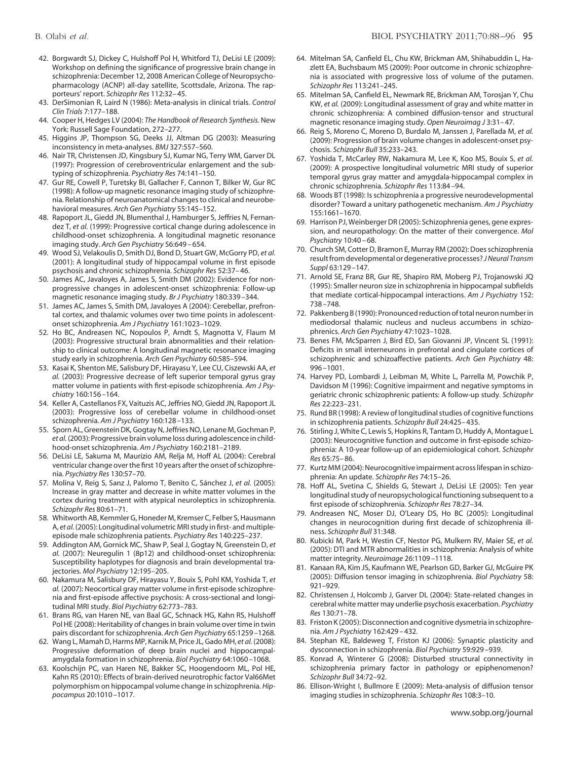42. Borgwardt SJ, Dickey C, Hulshoff Pol H, Whitford TJ, DeLisi LE (2009): Workshop on defining the significance of progressive brain change in schizophrenia: December 12, 2008 American College of Neuropsychopharmacology (ACNP) all-day satellite, Scottsdale, Arizona. The rapporteurs' report. *Schizophr Res* 112:32–45.
43. DerSimonian R, Laird N (1986): Meta-analysis in clinical trials. *Control Clin Trials* 7:177–188.
44. Cooper H, Hedges LV (2004): *The Handbook of Research Synthesis*. New York: Russell Sage Foundation, 272–277.
45. Higgins JP, Thompson SG, Deeks JJ, Altman DG (2003): Measuring inconsistency in meta-analyses. *BMJ* 327:557–560.
46. Nair TR, Christensen JD, Kingsbury SJ, Kumar NG, Terry WM, Garver DL (1997): Progression of cerebroventricular enlargement and the subtyping of schizophrenia. *Psychiatry Res* 74:141–150.
47. Gur RE, Cowell P, Turetsky BI, Gallacher F, Cannon T, Bilker W, Gur RC (1998): A follow-up magnetic resonance imaging study of schizophrenia. Relationship of neuroanatomical changes to clinical and neurobehavioral measures. *Arch Gen Psychiatry* 55:145–152.
48. Rapoport JL, Giedd JN, Blumenthal J, Hamburger S, Jeffries N, Fernandez T, *et al.* (1999): Progressive cortical change during adolescence in childhood-onset schizophrenia. A longitudinal magnetic resonance imaging study. *Arch Gen Psychiatry* 56:649–654.
49. Wood SJ, Velakoulis D, Smith DJ, Bond D, Stuart GW, McGorry PD, *et al.* (2001): A longitudinal study of hippocampal volume in first episode psychosis and chronic schizophrenia. *Schizophr Res* 52:37–46.
50. James AC, Javaloyes A, James S, Smith DM (2002): Evidence for nonprogressive changes in adolescent-onset schizophrenia: Follow-up magnetic resonance imaging study. *Br J Psychiatry* 180:339–344.
51. James AC, James S, Smith DM, Javaloyes A (2004): Cerebellar, prefrontal cortex, and thalamic volumes over two time points in adolescent-onset schizophrenia. *Am J Psychiatry* 161:1023–1029.
52. Ho BC, Andreasen NC, Nopoulos P, Arndt S, Magnotta V, Flaum M (2003): Progressive structural brain abnormalities and their relationship to clinical outcome: A longitudinal magnetic resonance imaging study early in schizophrenia. *Arch Gen Psychiatry* 60:585–594.
53. Kasai K, Shenton ME, Salisbury DF, Hirayasu Y, Lee CU, Ciszewski AA, *et al.* (2003): Progressive decrease of left superior temporal gyrus gray matter volume in patients with first-episode schizophrenia. *Am J Psychiatry* 160:156–164.
54. Keller A, Castellanos FX, Vaituzis AC, Jeffries NO, Giedd JN, Rapoport JL (2003): Progressive loss of cerebellar volume in childhood-onset schizophrenia. *Am J Psychiatry* 160:128–133.
55. Sporn AL, Greenstein DK, Gogtay N, Jeffries NO, Lenane M, Gochman P, *et al.* (2003): Progressive brain volume loss during adolescence in childhood-onset schizophrenia. *Am J Psychiatry* 160:2181–2189.
56. DeLisi LE, Sakuma M, Maurizio AM, Relja M, Hoff AL (2004): Cerebral ventricular change over the first 10 years after the onset of schizophrenia. *Psychiatry Res* 130:57–70.
57. Molina V, Reig S, Sanz J, Palomo T, Benito C, Sánchez J, *et al.* (2005): Increase in gray matter and decrease in white matter volumes in the cortex during treatment with atypical neuroleptics in schizophrenia. *Schizophr Res* 80:61–71.
58. Whitworth AB, Kemmler G, Honeder M, Kremser C, Felber S, Hausmann A, *et al.* (2005): Longitudinal volumetric MRI study in first- and multiple-episode male schizophrenia patients. *Psychiatry Res* 140:225–237.
59. Addington AM, Gornick MC, Shaw P, Seal J, Gogtay N, Greenstein D, *et al.* (2007): Neuregulin 1 (8p12) and childhood-onset schizophrenia: Susceptibility haplotypes for diagnosis and brain developmental trajectories. *Mol Psychiatry* 12:195–205.
60. Nakamura M, Salisbury DF, Hirayasu Y, Bouix S, Pohl KM, Yoshida T, *et al.* (2007): Neocortical gray matter volume in first-episode schizophrenia and first-episode affective psychosis: A cross-sectional and longitudinal MRI study. *Biol Psychiatry* 62:773–783.
61. Brans RG, van Haren NE, van Baal GC, Schnack HG, Kahn RS, Hulshoff Pol HE (2008): Heritability of changes in brain volume over time in twin pairs discordant for schizophrenia. *Arch Gen Psychiatry* 65:1259–1268.
62. Wang L, Mamah D, Harms MP, Karnik M, Price JL, Gado MH, *et al.* (2008): Progressive deformation of deep brain nuclei and hippocampal-amygdala formation in schizophrenia. *Biol Psychiatry* 64:1060–1068.
63. Koolschijn PC, van Haren NE, Bakker SC, Hoogendoorn ML, Pol HE, Kahn RS (2010): Effects of brain-derived neurotrophic factor Val66Met polymorphism on hippocampal volume change in schizophrenia. *Hippocampus* 20:1010–1017.
64. Mitelman SA, Canfield EL, Chu KW, Brickman AM, Shihabuddin L, Hazlett EA, Buchsbaum MS (2009): Poor outcome in chronic schizophrenia is associated with progressive loss of volume of the putamen. *Schizophr Res* 113:241–245.
65. Mitelman SA, Canfield EL, Newmark RE, Brickman AM, Torosjan Y, Chu KW, *et al.* (2009): Longitudinal assessment of gray and white matter in chronic schizophrenia: A combined diffusion-tensor and structural magnetic resonance imaging study. *Open Neuroimag J* 3:31–47.
66. Reig S, Moreno C, Moreno D, Burdalo M, Janssen J, Parellada M, *et al.* (2009): Progression of brain volume changes in adolescent-onset psychosis. *Schizophr Bull* 35:233–243.
67. Yoshida T, McCarley RW, Nakamura M, Lee K, Koo MS, Bouix S, *et al.* (2009): A prospective longitudinal volumetric MRI study of superior temporal gyrus gray matter and amygdala-hippocampal complex in chronic schizophrenia. *Schizophr Res* 113:84–94.
68. Woods BT (1998): Is schizophrenia a progressive neurodevelopmental disorder? Toward a unitary pathogenetic mechanism. *Am J Psychiatry* 155:1661–1670.
69. Harrison PJ, Weinberger DR (2005): Schizophrenia genes, gene expression, and neuropathology: On the matter of their convergence. *Mol Psychiatry* 10:40–68.
70. Church SM, Cotter D, Bramon E, Murray RM (2002): Does schizophrenia result from developmental or degenerative processes? *J Neural Transm Suppl* 63:129–147.
71. Arnold SE, Franz BR, Gur RE, Shapiro RM, Moberg PJ, Trojanowski JQ (1995): Smaller neuron size in schizophrenia in hippocampal subfields that mediate cortical-hippocampal interactions. *Am J Psychiatry* 152: 738–748.
72. Pakkenberg B (1990): Pronounced reduction of total neuron number in mediodorsal thalamic nucleus and nucleus accumbens in schizophrenics. *Arch Gen Psychiatry* 47:1023–1028.
73. Benes FM, McSparren J, Bird ED, San Giovanni JP, Vincent SL (1991): Deficits in small interneurons in prefrontal and cingulate cortices of schizophrenic and schizoaffective patients. *Arch Gen Psychiatry* 48: 996–1001.
74. Harvey PD, Lombardi J, Leibman M, White L, Parrella M, Powchik P, Davidson M (1996): Cognitive impairment and negative symptoms in geriatric chronic schizophrenic patients: A follow-up study. *Schizophr Res* 22:223–231.
75. Rund BR (1998): A review of longitudinal studies of cognitive functions in schizophrenia patients. *Schizophr Bull* 24:425–435.
76. Stirling J, White C, Lewis S, Hopkins R, Tantam D, Huddy A, Montague L (2003): Neurocognitive function and outcome in first-episode schizophrenia: A 10-year follow-up of an epidemiological cohort. *Schizophr Res* 65:75–86.
77. Kurtz MM (2004): Neurocognitive impairment across lifespan in schizophrenia: An update. *Schizophr Res* 74:15–26.
78. Hoff AL, Svetina C, Shields G, Stewart J, DeLisi LE (2005): Ten year longitudinal study of neuropsychological functioning subsequent to a first episode of schizophrenia. *Schizophr Res* 78:27–34.
79. Andreasen NC, Moser DJ, O'Leary DS, Ho BC (2005): Longitudinal changes in neurocognition during first decade of schizophrenia illness. *Schizophr Bull* 31:348.
80. Kubicki M, Park H, Westin CF, Nestor PG, Mulkern RV, Maier SE, *et al.* (2005): DTI and MTR abnormalities in schizophrenia: Analysis of white matter integrity. *Neuroimage* 26:1109–1118.
81. Kanaan RA, Kim JS, Kaufmann WE, Pearlson GD, Barker GJ, McGuire PK (2005): Diffusion tensor imaging in schizophrenia. *Biol Psychiatry* 58: 921–929.
82. Christensen J, Holcomb J, Garver DL (2004): State-related changes in cerebral white matter may underlie psychosis exacerbation. *Psychiatry Res* 130:71–78.
83. Friston K (2005): Disconnection and cognitive dysmetria in schizophrenia. *Am J Psychiatry* 162:429–432.
84. Stephan KE, Baldeweg T, Friston KJ (2006): Synaptic plasticity and dysconnection in schizophrenia. *Biol Psychiatry* 59:929–939.
85. Konrad A, Winterer G (2008): Disturbed structural connectivity in schizophrenia primary factor in pathology or epiphenomenon? *Schizophr Bull* 34:72–92.
86. Ellison-Wright I, Bullmore E (2009): Meta-analysis of diffusion tensor imaging studies in schizophrenia. *Schizophr Res* 108:3–10.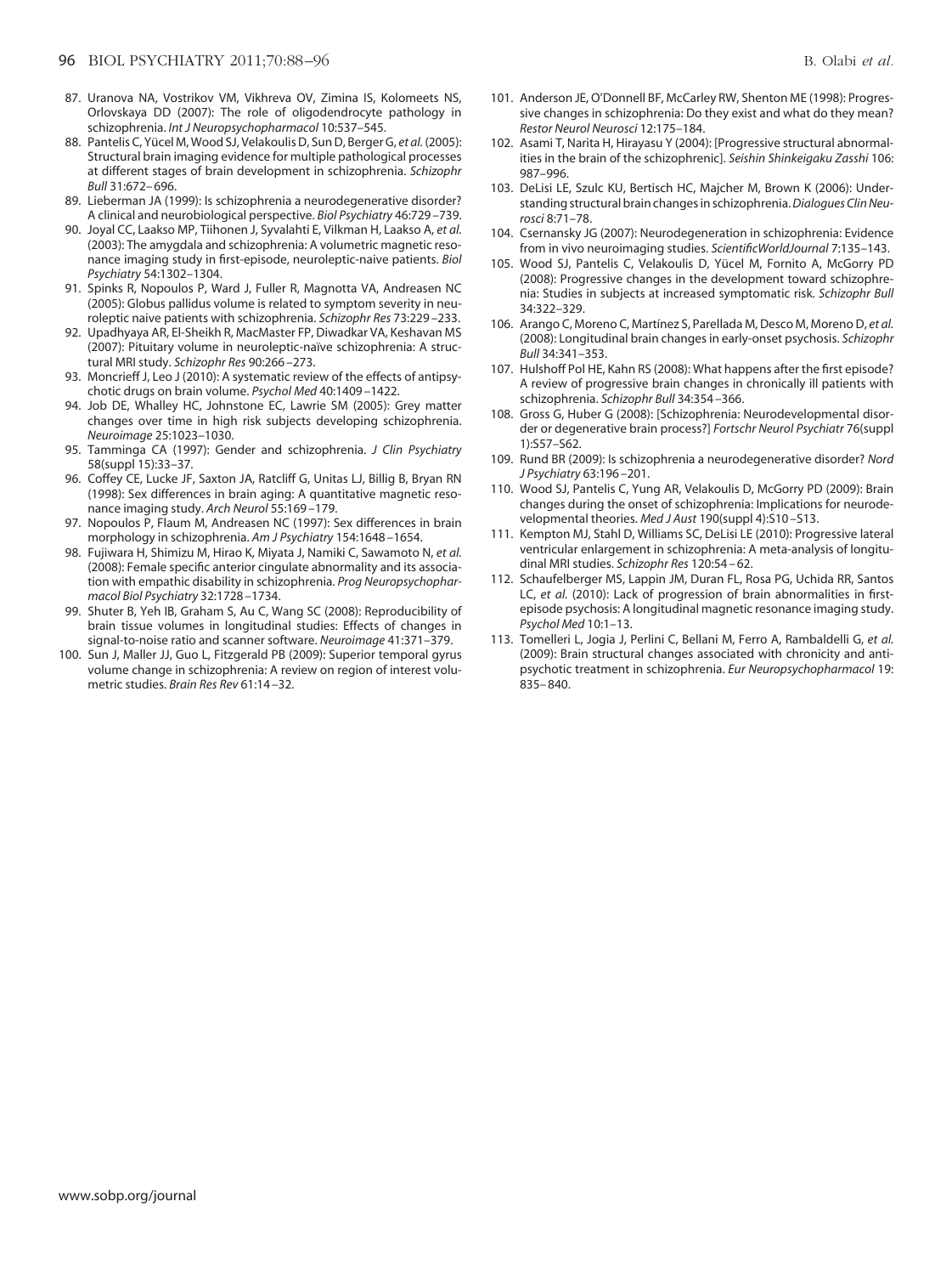87. Uranova NA, Vostrikov VM, Vikhreva OV, Zimina IS, Kolomeets NS, Orlovskaya DD (2007): The role of oligodendrocyte pathology in schizophrenia. *Int J Neuropsychopharmacol* 10:537–545.
88. Pantelis C, Yücel M, Wood SJ, Velakoulis D, Sun D, Berger G, *et al.* (2005): Structural brain imaging evidence for multiple pathological processes at different stages of brain development in schizophrenia. *Schizophr Bull* 31:672–696.
89. Lieberman JA (1999): Is schizophrenia a neurodegenerative disorder? A clinical and neurobiological perspective. *Biol Psychiatry* 46:729–739.
90. Joyal CC, Laakso MP, Tiihonen J, Syvalahti E, Vilkman H, Laakso A, *et al.* (2003): The amygdala and schizophrenia: A volumetric magnetic resonance imaging study in first-episode, neuroleptic-naive patients. *Biol Psychiatry* 54:1302–1304.
91. Spinks R, Nopoulos P, Ward J, Fuller R, Magnotta VA, Andreasen NC (2005): Globus pallidus volume is related to symptom severity in neuroleptic naive patients with schizophrenia. *Schizophr Res* 73:229–233.
92. Upadhyaya AR, El-Sheikh R, MacMaster FP, Diwadkar VA, Keshavan MS (2007): Pituitary volume in neuroleptic-naïve schizophrenia: A structural MRI study. *Schizophr Res* 90:266–273.
93. Moncrieff J, Leo J (2010): A systematic review of the effects of antipsychotic drugs on brain volume. *Psychol Med* 40:1409–1422.
94. Job DE, Whalley HC, Johnstone EC, Lawrie SM (2005): Grey matter changes over time in high risk subjects developing schizophrenia. *Neuroimage* 25:1023–1030.
95. Tamminga CA (1997): Gender and schizophrenia. *J Clin Psychiatry* 58(suppl 15):33–37.
96. Coffey CE, Lucke JF, Saxton JA, Ratcliff G, Unitas LJ, Billig B, Bryan RN (1998): Sex differences in brain aging: A quantitative magnetic resonance imaging study. *Arch Neurol* 55:169–179.
97. Nopoulos P, Flaum M, Andreasen NC (1997): Sex differences in brain morphology in schizophrenia. *Am J Psychiatry* 154:1648–1654.
98. Fujiwara H, Shimizu M, Hirao K, Miyata J, Namiki C, Sawamoto N, *et al.* (2008): Female specific anterior cingulate abnormality and its association with empathic disability in schizophrenia. *Prog Neuropsychopharmacol Biol Psychiatry* 32:1728–1734.
99. Shuter B, Yeh IB, Graham S, Au C, Wang SC (2008): Reproducibility of brain tissue volumes in longitudinal studies: Effects of changes in signal-to-noise ratio and scanner software. *Neuroimage* 41:371–379.
100. Sun J, Maller JJ, Guo L, Fitzgerald PB (2009): Superior temporal gyrus volume change in schizophrenia: A review on region of interest volumetric studies. *Brain Res Rev* 61:14–32.
101. Anderson JE, O'Donnell BF, McCarley RW, Shenton ME (1998): Progressive changes in schizophrenia: Do they exist and what do they mean? *Restor Neurol Neurosci* 12:175–184.
102. Asami T, Narita H, Hirayasu Y (2004): [Progressive structural abnormalities in the brain of the schizophrenic]. *Seishin Shinkeigaku Zasshi* 106: 987–996.
103. DeLisi LE, Szulc KU, Bertisch HC, Majcher M, Brown K (2006): Understanding structural brain changes in schizophrenia. *Dialogues Clin Neurosci* 8:71–78.
104. Csernansky JG (2007): Neurodegeneration in schizophrenia: Evidence from in vivo neuroimaging studies. *ScientificWorldJournal* 7:135–143.
105. Wood SJ, Pantelis C, Velakoulis D, Yücel M, Fornito A, McGorry PD (2008): Progressive changes in the development toward schizophrenia: Studies in subjects at increased symptomatic risk. *Schizophr Bull* 34:322–329.
106. Arango C, Moreno C, Martínez S, Parellada M, Desco M, Moreno D, *et al.* (2008): Longitudinal brain changes in early-onset psychosis. *Schizophr Bull* 34:341–353.
107. Hulshoff Pol HE, Kahn RS (2008): What happens after the first episode? A review of progressive brain changes in chronically ill patients with schizophrenia. *Schizophr Bull* 34:354–366.
108. Gross G, Huber G (2008): [Schizophrenia: Neurodevelopmental disorder or degenerative brain process?] *Fortschr Neurol Psychiatr* 76(suppl 1):S57–S62.
109. Rund BR (2009): Is schizophrenia a neurodegenerative disorder? *Nord J Psychiatry* 63:196–201.
110. Wood SJ, Pantelis C, Yung AR, Velakoulis D, McGorry PD (2009): Brain changes during the onset of schizophrenia: Implications for neurodevelopmental theories. *Med J Aust* 190(suppl 4):S10–S13.
111. Kempton MJ, Stahl D, Williams SC, DeLisi LE (2010): Progressive lateral ventricular enlargement in schizophrenia: A meta-analysis of longitudinal MRI studies. *Schizophr Res* 120:54–62.
112. Schaufelberger MS, Lappin JM, Duran FL, Rosa PG, Uchida RR, Santos LC, *et al.* (2010): Lack of progression of brain abnormalities in first-episode psychosis: A longitudinal magnetic resonance imaging study. *Psychol Med* 10:1–13.
113. Tomelleri L, Jogia J, Perlini C, Bellani M, Ferro A, Rambaldelli G, *et al.* (2009): Brain structural changes associated with chronicity and antipsychotic treatment in schizophrenia. *Eur Neuropsychopharmacol* 19: 835–840.